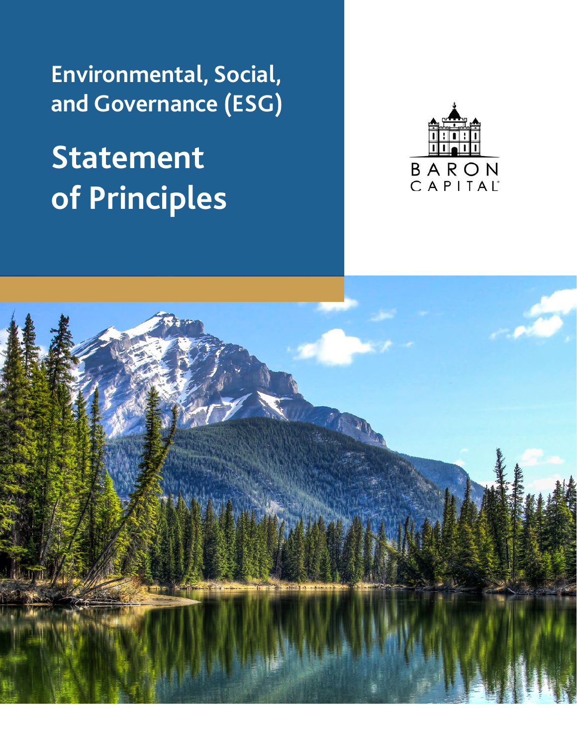# Environmental, Social, and Governance (ESG)

# Statement of Principles

BARON CAPITAL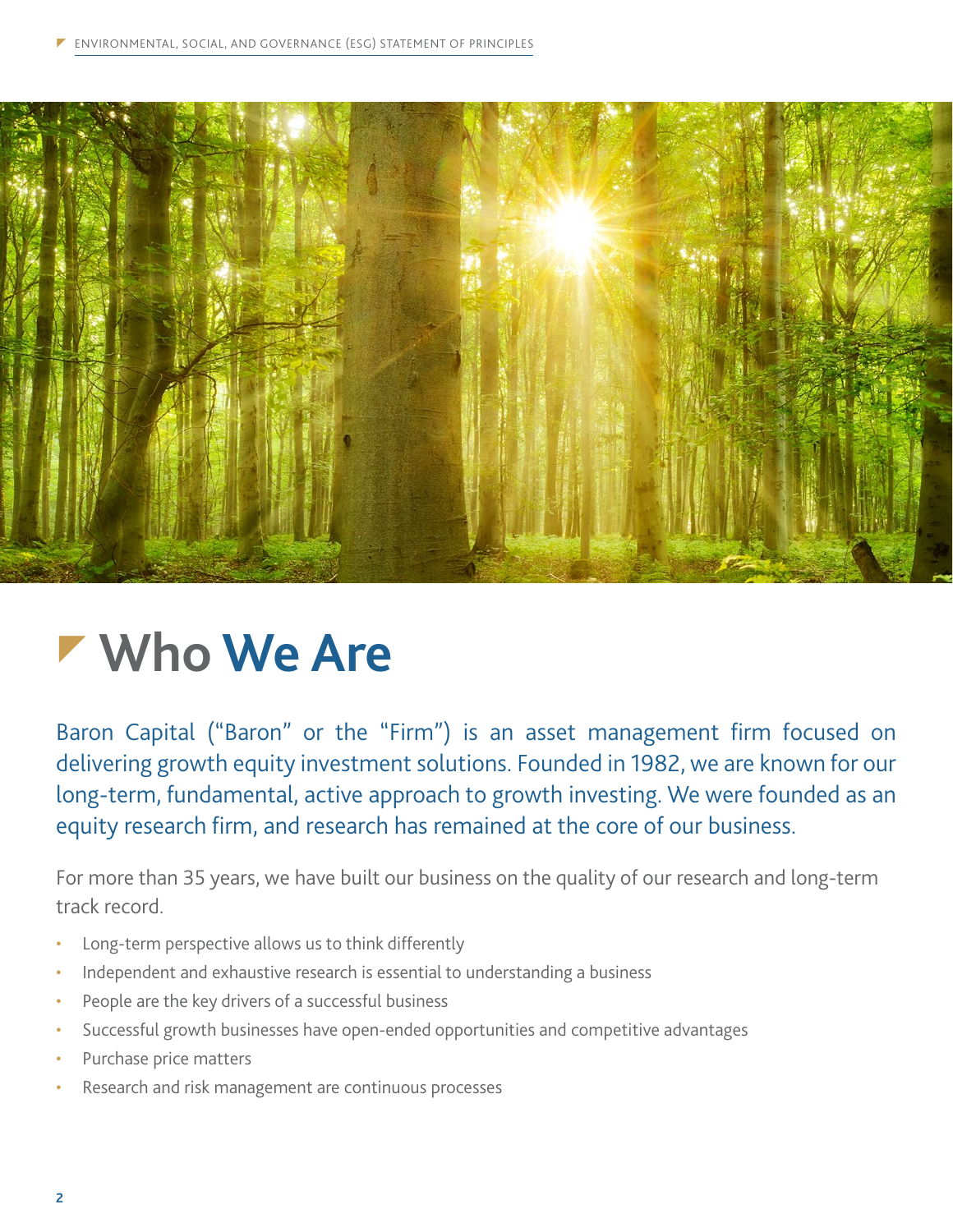# Who We Are

Baron Capital ("Baron" or the "Firm") is an asset management firm focused on delivering growth equity investment solutions. Founded in 1982, we are known for our long-term, fundamental, active approach to growth investing. We were founded as an equity research firm, and research has remained at the core of our business.

For more than 35 years, we have built our business on the quality of our research and long-term track record.

- Long-term perspective allows us to think differently
- Independent and exhaustive research is essential to understanding a business
- People are the key drivers of a successful business
- Successful growth businesses have open-ended opportunities and competitive advantages
- Purchase price matters
- Research and risk management are continuous processes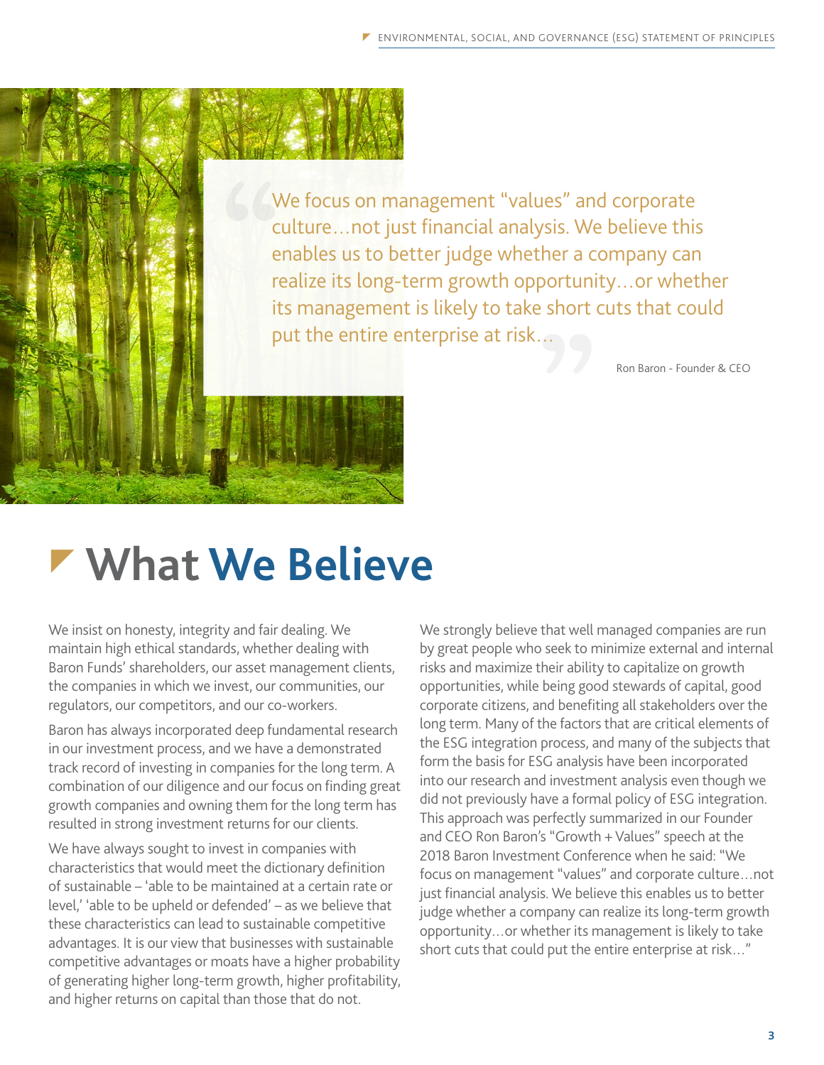> We focus on management "values" and corporate culture…not just financial analysis. We believe this enables us to better judge whether a company can realize its long-term growth opportunity…or whether its management is likely to take short cuts that could put the entire enterprise at risk…
>
> Ron Baron - Founder & CEO

# What We Believe

We insist on honesty, integrity and fair dealing. We maintain high ethical standards, whether dealing with Baron Funds' shareholders, our asset management clients, the companies in which we invest, our communities, our regulators, our competitors, and our co-workers.

Baron has always incorporated deep fundamental research in our investment process, and we have a demonstrated track record of investing in companies for the long term. A combination of our diligence and our focus on finding great growth companies and owning them for the long term has resulted in strong investment returns for our clients.

We have always sought to invest in companies with characteristics that would meet the dictionary definition of sustainable – 'able to be maintained at a certain rate or level,' 'able to be upheld or defended' – as we believe that these characteristics can lead to sustainable competitive advantages. It is our view that businesses with sustainable competitive advantages or moats have a higher probability of generating higher long-term growth, higher profitability, and higher returns on capital than those that do not.

We strongly believe that well managed companies are run by great people who seek to minimize external and internal risks and maximize their ability to capitalize on growth opportunities, while being good stewards of capital, good corporate citizens, and benefiting all stakeholders over the long term. Many of the factors that are critical elements of the ESG integration process, and many of the subjects that form the basis for ESG analysis have been incorporated into our research and investment analysis even though we did not previously have a formal policy of ESG integration. This approach was perfectly summarized in our Founder and CEO Ron Baron's "Growth + Values" speech at the 2018 Baron Investment Conference when he said: "We focus on management "values" and corporate culture…not just financial analysis. We believe this enables us to better judge whether a company can realize its long-term growth opportunity…or whether its management is likely to take short cuts that could put the entire enterprise at risk…"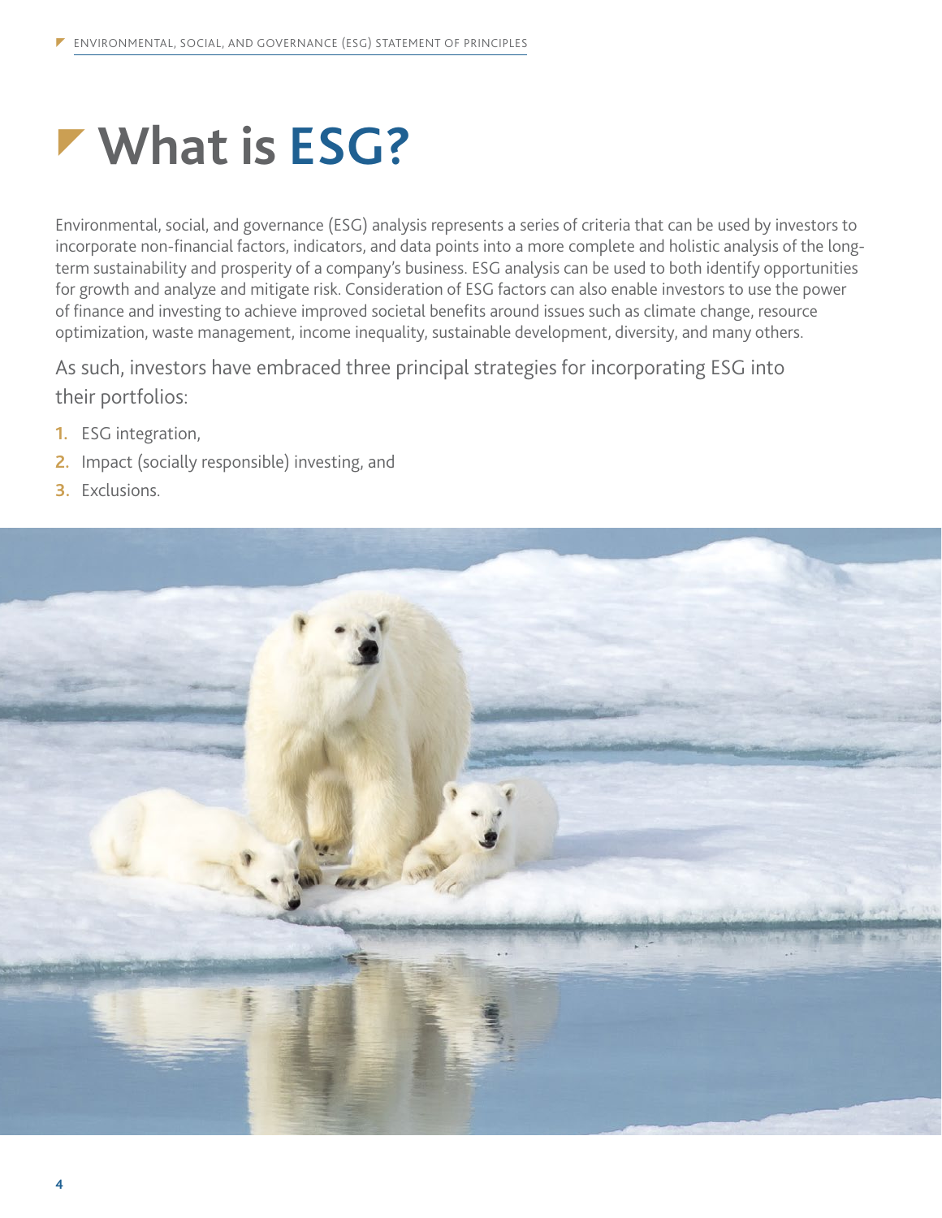# What is ESG?

Environmental, social, and governance (ESG) analysis represents a series of criteria that can be used by investors to incorporate non-financial factors, indicators, and data points into a more complete and holistic analysis of the long-term sustainability and prosperity of a company's business. ESG analysis can be used to both identify opportunities for growth and analyze and mitigate risk. Consideration of ESG factors can also enable investors to use the power of finance and investing to achieve improved societal benefits around issues such as climate change, resource optimization, waste management, income inequality, sustainable development, diversity, and many others.

As such, investors have embraced three principal strategies for incorporating ESG into their portfolios:

1. ESG integration,
2. Impact (socially responsible) investing, and
3. Exclusions.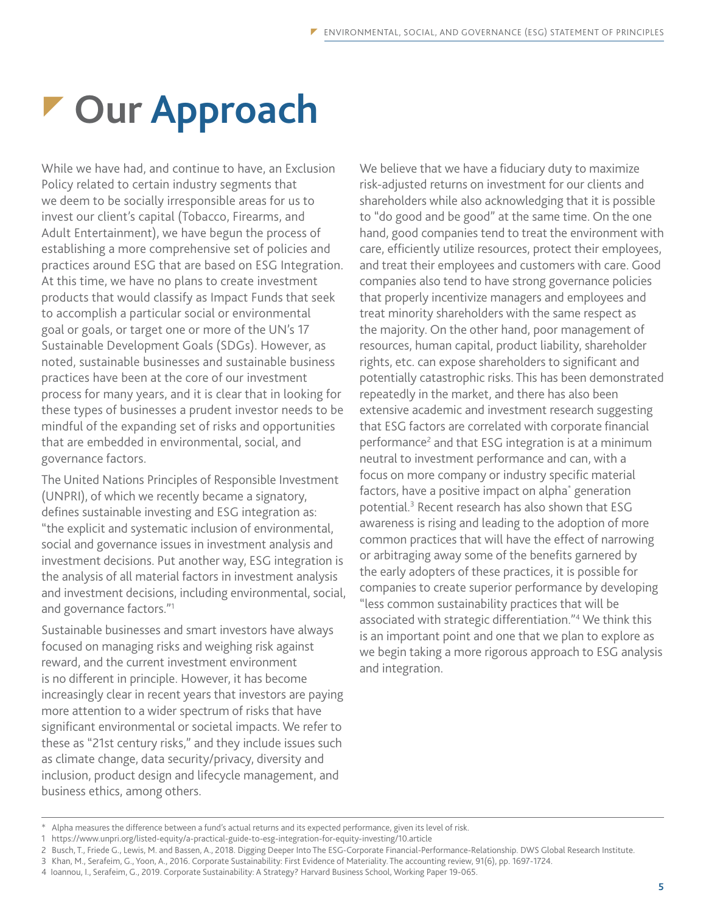# Our Approach

While we have had, and continue to have, an Exclusion Policy related to certain industry segments that we deem to be socially irresponsible areas for us to invest our client's capital (Tobacco, Firearms, and Adult Entertainment), we have begun the process of establishing a more comprehensive set of policies and practices around ESG that are based on ESG Integration. At this time, we have no plans to create investment products that would classify as Impact Funds that seek to accomplish a particular social or environmental goal or goals, or target one or more of the UN's 17 Sustainable Development Goals (SDGs). However, as noted, sustainable businesses and sustainable business practices have been at the core of our investment process for many years, and it is clear that in looking for these types of businesses a prudent investor needs to be mindful of the expanding set of risks and opportunities that are embedded in environmental, social, and governance factors.

The United Nations Principles of Responsible Investment (UNPRI), of which we recently became a signatory, defines sustainable investing and ESG integration as: "the explicit and systematic inclusion of environmental, social and governance issues in investment analysis and investment decisions. Put another way, ESG integration is the analysis of all material factors in investment analysis and investment decisions, including environmental, social, and governance factors."[1]

Sustainable businesses and smart investors have always focused on managing risks and weighing risk against reward, and the current investment environment is no different in principle. However, it has become increasingly clear in recent years that investors are paying more attention to a wider spectrum of risks that have significant environmental or societal impacts. We refer to these as "21st century risks," and they include issues such as climate change, data security/privacy, diversity and inclusion, product design and lifecycle management, and business ethics, among others.

We believe that we have a fiduciary duty to maximize risk-adjusted returns on investment for our clients and shareholders while also acknowledging that it is possible to "do good and be good" at the same time. On the one hand, good companies tend to treat the environment with care, efficiently utilize resources, protect their employees, and treat their employees and customers with care. Good companies also tend to have strong governance policies that properly incentivize managers and employees and treat minority shareholders with the same respect as the majority. On the other hand, poor management of resources, human capital, product liability, shareholder rights, etc. can expose shareholders to significant and potentially catastrophic risks. This has been demonstrated repeatedly in the market, and there has also been extensive academic and investment research suggesting that ESG factors are correlated with corporate financial performance[2] and that ESG integration is at a minimum neutral to investment performance and can, with a focus on more company or industry specific material factors, have a positive impact on alpha* generation potential.[3] Recent research has also shown that ESG awareness is rising and leading to the adoption of more common practices that will have the effect of narrowing or arbitraging away some of the benefits garnered by the early adopters of these practices, it is possible for companies to create superior performance by developing "less common sustainability practices that will be associated with strategic differentiation."[4] We think this is an important point and one that we plan to explore as we begin taking a more rigorous approach to ESG analysis and integration.

---

\* Alpha measures the difference between a fund's actual returns and its expected performance, given its level of risk.

1 https://www.unpri.org/listed-equity/a-practical-guide-to-esg-integration-for-equity-investing/10.article

2 Busch, T., Friede G., Lewis, M. and Bassen, A., 2018. Digging Deeper Into The ESG-Corporate Financial-Performance-Relationship. DWS Global Research Institute.

3 Khan, M., Serafeim, G., Yoon, A., 2016. Corporate Sustainability: First Evidence of Materiality. The accounting review, 91(6), pp. 1697-1724.

4 Ioannou, I., Serafeim, G., 2019. Corporate Sustainability: A Strategy? Harvard Business School, Working Paper 19-065.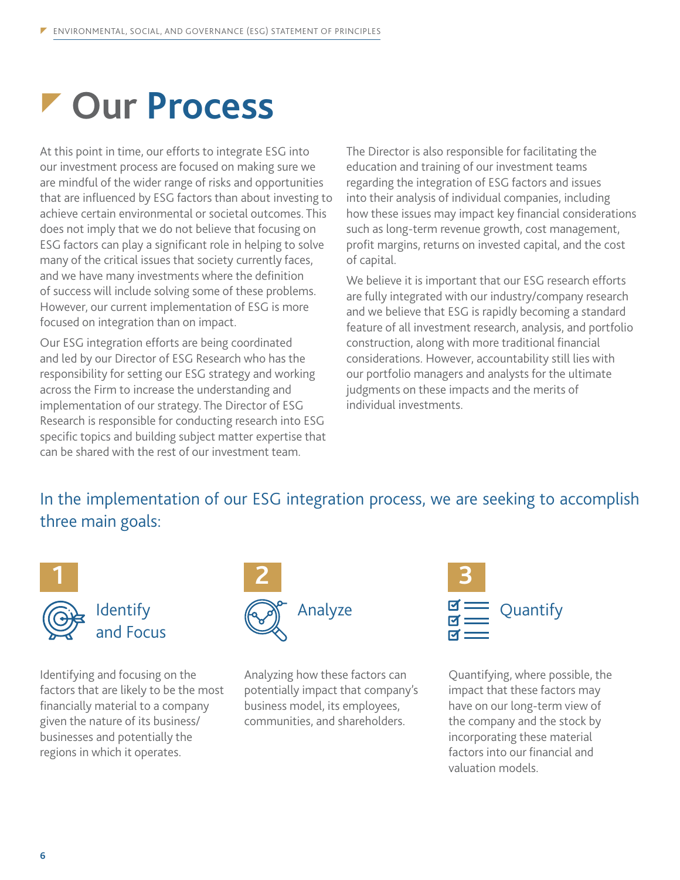# Our Process

At this point in time, our efforts to integrate ESG into our investment process are focused on making sure we are mindful of the wider range of risks and opportunities that are influenced by ESG factors than about investing to achieve certain environmental or societal outcomes. This does not imply that we do not believe that focusing on ESG factors can play a significant role in helping to solve many of the critical issues that society currently faces, and we have many investments where the definition of success will include solving some of these problems. However, our current implementation of ESG is more focused on integration than on impact.

Our ESG integration efforts are being coordinated and led by our Director of ESG Research who has the responsibility for setting our ESG strategy and working across the Firm to increase the understanding and implementation of our strategy. The Director of ESG Research is responsible for conducting research into ESG specific topics and building subject matter expertise that can be shared with the rest of our investment team.

The Director is also responsible for facilitating the education and training of our investment teams regarding the integration of ESG factors and issues into their analysis of individual companies, including how these issues may impact key financial considerations such as long-term revenue growth, cost management, profit margins, returns on invested capital, and the cost of capital.

We believe it is important that our ESG research efforts are fully integrated with our industry/company research and we believe that ESG is rapidly becoming a standard feature of all investment research, analysis, and portfolio construction, along with more traditional financial considerations. However, accountability still lies with our portfolio managers and analysts for the ultimate judgments on these impacts and the merits of individual investments.

## In the implementation of our ESG integration process, we are seeking to accomplish three main goals:

### 1 Identify and Focus

Identifying and focusing on the factors that are likely to be the most financially material to a company given the nature of its business/businesses and potentially the regions in which it operates.

### 2 Analyze

Analyzing how these factors can potentially impact that company's business model, its employees, communities, and shareholders.

### 3 Quantify

Quantifying, where possible, the impact that these factors may have on our long-term view of the company and the stock by incorporating these material factors into our financial and valuation models.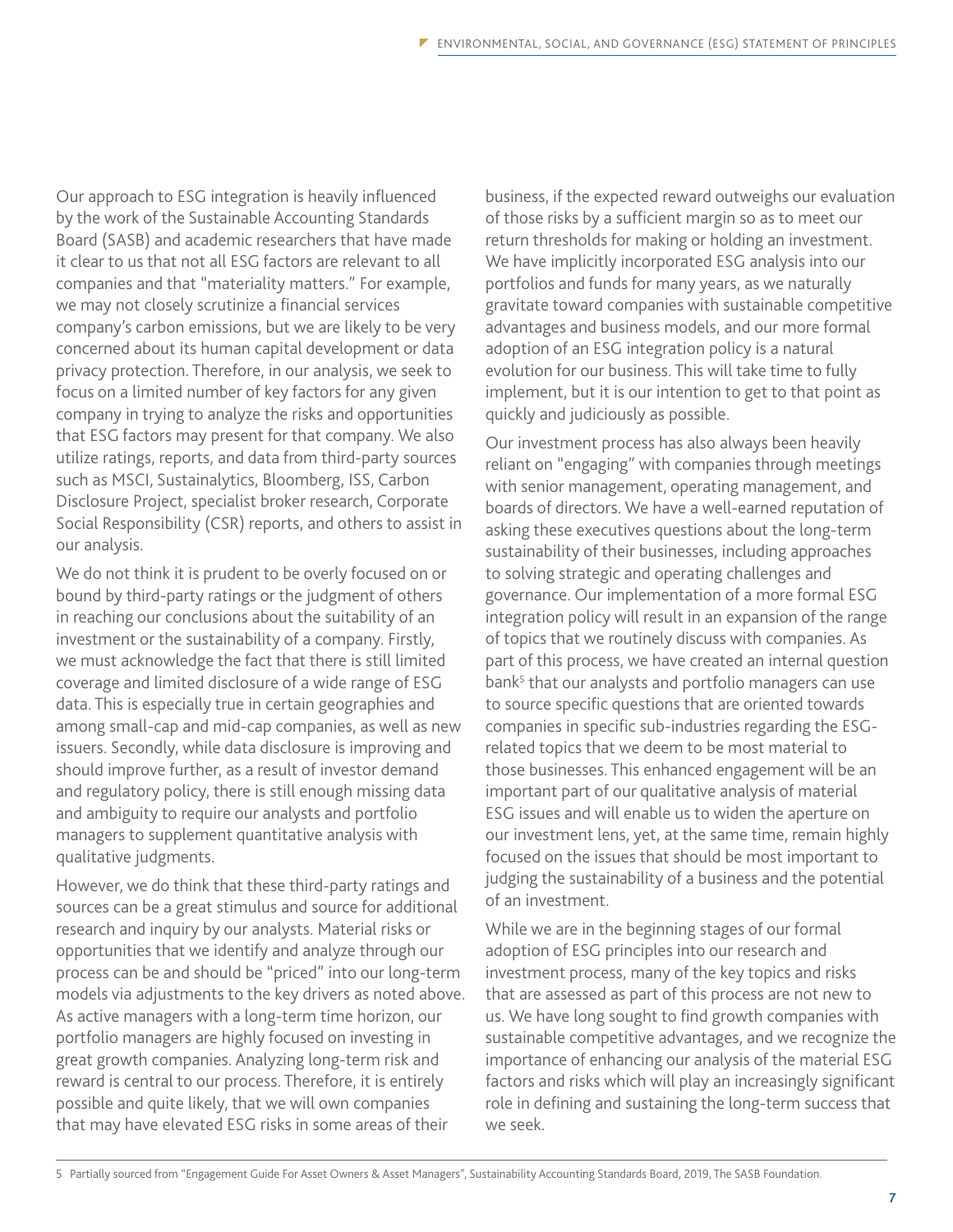Our approach to ESG integration is heavily influenced by the work of the Sustainable Accounting Standards Board (SASB) and academic researchers that have made it clear to us that not all ESG factors are relevant to all companies and that "materiality matters." For example, we may not closely scrutinize a financial services company's carbon emissions, but we are likely to be very concerned about its human capital development or data privacy protection. Therefore, in our analysis, we seek to focus on a limited number of key factors for any given company in trying to analyze the risks and opportunities that ESG factors may present for that company. We also utilize ratings, reports, and data from third-party sources such as MSCI, Sustainalytics, Bloomberg, ISS, Carbon Disclosure Project, specialist broker research, Corporate Social Responsibility (CSR) reports, and others to assist in our analysis.

We do not think it is prudent to be overly focused on or bound by third-party ratings or the judgment of others in reaching our conclusions about the suitability of an investment or the sustainability of a company. Firstly, we must acknowledge the fact that there is still limited coverage and limited disclosure of a wide range of ESG data. This is especially true in certain geographies and among small-cap and mid-cap companies, as well as new issuers. Secondly, while data disclosure is improving and should improve further, as a result of investor demand and regulatory policy, there is still enough missing data and ambiguity to require our analysts and portfolio managers to supplement quantitative analysis with qualitative judgments.

However, we do think that these third-party ratings and sources can be a great stimulus and source for additional research and inquiry by our analysts. Material risks or opportunities that we identify and analyze through our process can be and should be "priced" into our long-term models via adjustments to the key drivers as noted above. As active managers with a long-term time horizon, our portfolio managers are highly focused on investing in great growth companies. Analyzing long-term risk and reward is central to our process. Therefore, it is entirely possible and quite likely, that we will own companies that may have elevated ESG risks in some areas of their business, if the expected reward outweighs our evaluation of those risks by a sufficient margin so as to meet our return thresholds for making or holding an investment. We have implicitly incorporated ESG analysis into our portfolios and funds for many years, as we naturally gravitate toward companies with sustainable competitive advantages and business models, and our more formal adoption of an ESG integration policy is a natural evolution for our business. This will take time to fully implement, but it is our intention to get to that point as quickly and judiciously as possible.

Our investment process has also always been heavily reliant on "engaging" with companies through meetings with senior management, operating management, and boards of directors. We have a well-earned reputation of asking these executives questions about the long-term sustainability of their businesses, including approaches to solving strategic and operating challenges and governance. Our implementation of a more formal ESG integration policy will result in an expansion of the range of topics that we routinely discuss with companies. As part of this process, we have created an internal question bank[5] that our analysts and portfolio managers can use to source specific questions that are oriented towards companies in specific sub-industries regarding the ESG-related topics that we deem to be most material to those businesses. This enhanced engagement will be an important part of our qualitative analysis of material ESG issues and will enable us to widen the aperture on our investment lens, yet, at the same time, remain highly focused on the issues that should be most important to judging the sustainability of a business and the potential of an investment.

While we are in the beginning stages of our formal adoption of ESG principles into our research and investment process, many of the key topics and risks that are assessed as part of this process are not new to us. We have long sought to find growth companies with sustainable competitive advantages, and we recognize the importance of enhancing our analysis of the material ESG factors and risks which will play an increasingly significant role in defining and sustaining the long-term success that we seek.

5 Partially sourced from "Engagement Guide For Asset Owners & Asset Managers", Sustainability Accounting Standards Board, 2019, The SASB Foundation.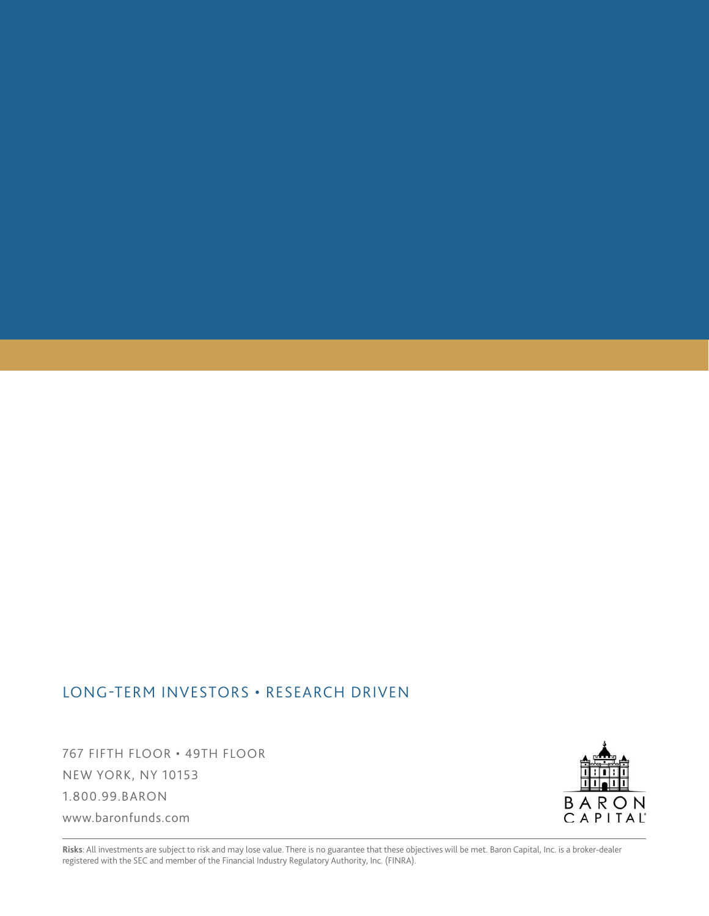LONG-TERM INVESTORS • RESEARCH DRIVEN

767 FIFTH FLOOR • 49TH FLOOR
NEW YORK, NY 10153
1.800.99.BARON
www.baronfunds.com

BARON CAPITAL®

**Risks**: All investments are subject to risk and may lose value. There is no guarantee that these objectives will be met. Baron Capital, Inc. is a broker-dealer registered with the SEC and member of the Financial Industry Regulatory Authority, Inc. (FINRA).